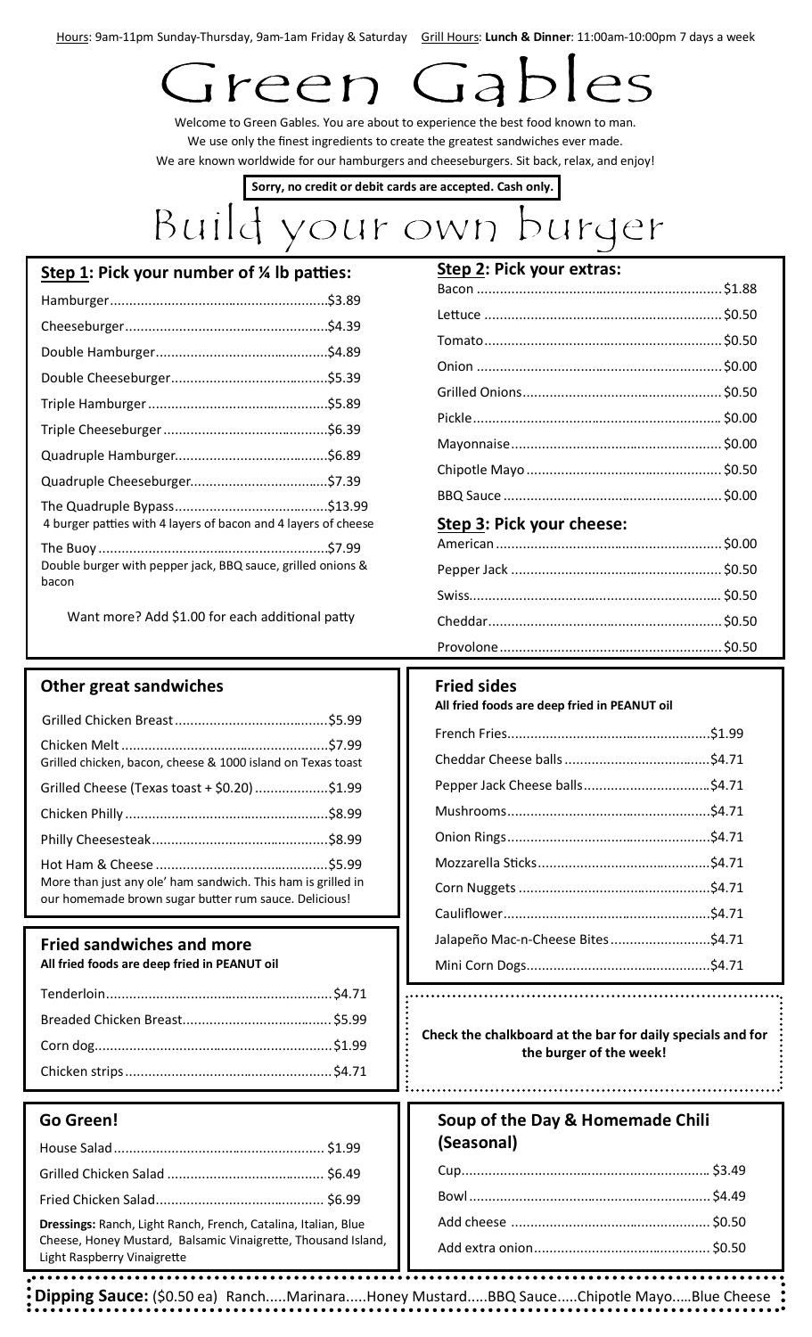Hours: 9am-11pm Sunday-Thursday, 9am-1am Friday & Saturday   Grill Hours: **Lunch & Dinner**: 11:00am-10:00pm 7 days a week

# Green Gables

Welcome to Green Gables. You are about to experience the best food known to man.
We use only the finest ingredients to create the greatest sandwiches ever made.
We are known worldwide for our hamburgers and cheeseburgers. Sit back, relax, and enjoy!

**Sorry, no credit or debit cards are accepted. Cash only.**

# Build your own burger

## Step 1: Pick your number of ¼ lb patties:

| Item | Price |
|---|---|
| Hamburger | $3.89 |
| Cheeseburger | $4.39 |
| Double Hamburger | $4.89 |
| Double Cheeseburger | $5.39 |
| Triple Hamburger | $5.89 |
| Triple Cheeseburger | $6.39 |
| Quadruple Hamburger | $6.89 |
| Quadruple Cheeseburger | $7.39 |
| The Quadruple Bypass<br>4 burger patties with 4 layers of bacon and 4 layers of cheese | $13.99 |
| The Buoy<br>Double burger with pepper jack, BBQ sauce, grilled onions & bacon | $7.99 |

Want more? Add $1.00 for each additional patty

## Step 2: Pick your extras:

| Item | Price |
|---|---|
| Bacon | $1.88 |
| Lettuce | $0.50 |
| Tomato | $0.50 |
| Onion | $0.00 |
| Grilled Onions | $0.50 |
| Pickle | $0.00 |
| Mayonnaise | $0.00 |
| Chipotle Mayo | $0.50 |
| BBQ Sauce | $0.00 |

## Step 3: Pick your cheese:

| Item | Price |
|---|---|
| American | $0.00 |
| Pepper Jack | $0.50 |
| Swiss | $0.50 |
| Cheddar | $0.50 |
| Provolone | $0.50 |

## Other great sandwiches

| Item | Price |
|---|---|
| Grilled Chicken Breast | $5.99 |
| Chicken Melt<br>Grilled chicken, bacon, cheese & 1000 island on Texas toast | $7.99 |
| Grilled Cheese (Texas toast + $0.20) | $1.99 |
| Chicken Philly | $8.99 |
| Philly Cheesesteak | $8.99 |
| Hot Ham & Cheese<br>More than just any ole' ham sandwich. This ham is grilled in our homemade brown sugar butter rum sauce. Delicious! | $5.99 |

## Fried sandwiches and more

**All fried foods are deep fried in PEANUT oil**

| Item | Price |
|---|---|
| Tenderloin | $4.71 |
| Breaded Chicken Breast | $5.99 |
| Corn dog | $1.99 |
| Chicken strips | $4.71 |

## Fried sides

**All fried foods are deep fried in PEANUT oil**

| Item | Price |
|---|---|
| French Fries | $1.99 |
| Cheddar Cheese balls | $4.71 |
| Pepper Jack Cheese balls | $4.71 |
| Mushrooms | $4.71 |
| Onion Rings | $4.71 |
| Mozzarella Sticks | $4.71 |
| Corn Nuggets | $4.71 |
| Cauliflower | $4.71 |
| Jalapeño Mac-n-Cheese Bites | $4.71 |
| Mini Corn Dogs | $4.71 |

**Check the chalkboard at the bar for daily specials and for the burger of the week!**

## Go Green!

| Item | Price |
|---|---|
| House Salad | $1.99 |
| Grilled Chicken Salad | $6.49 |
| Fried Chicken Salad | $6.99 |

**Dressings:** Ranch, Light Ranch, French, Catalina, Italian, Blue Cheese, Honey Mustard, Balsamic Vinaigrette, Thousand Island, Light Raspberry Vinaigrette

## Soup of the Day & Homemade Chili (Seasonal)

| Item | Price |
|---|---|
| Cup | $3.49 |
| Bowl | $4.49 |
| Add cheese | $0.50 |
| Add extra onion | $0.50 |

**Dipping Sauce:** ($0.50 ea) Ranch.....Marinara.....Honey Mustard.....BBQ Sauce.....Chipotle Mayo.....Blue Cheese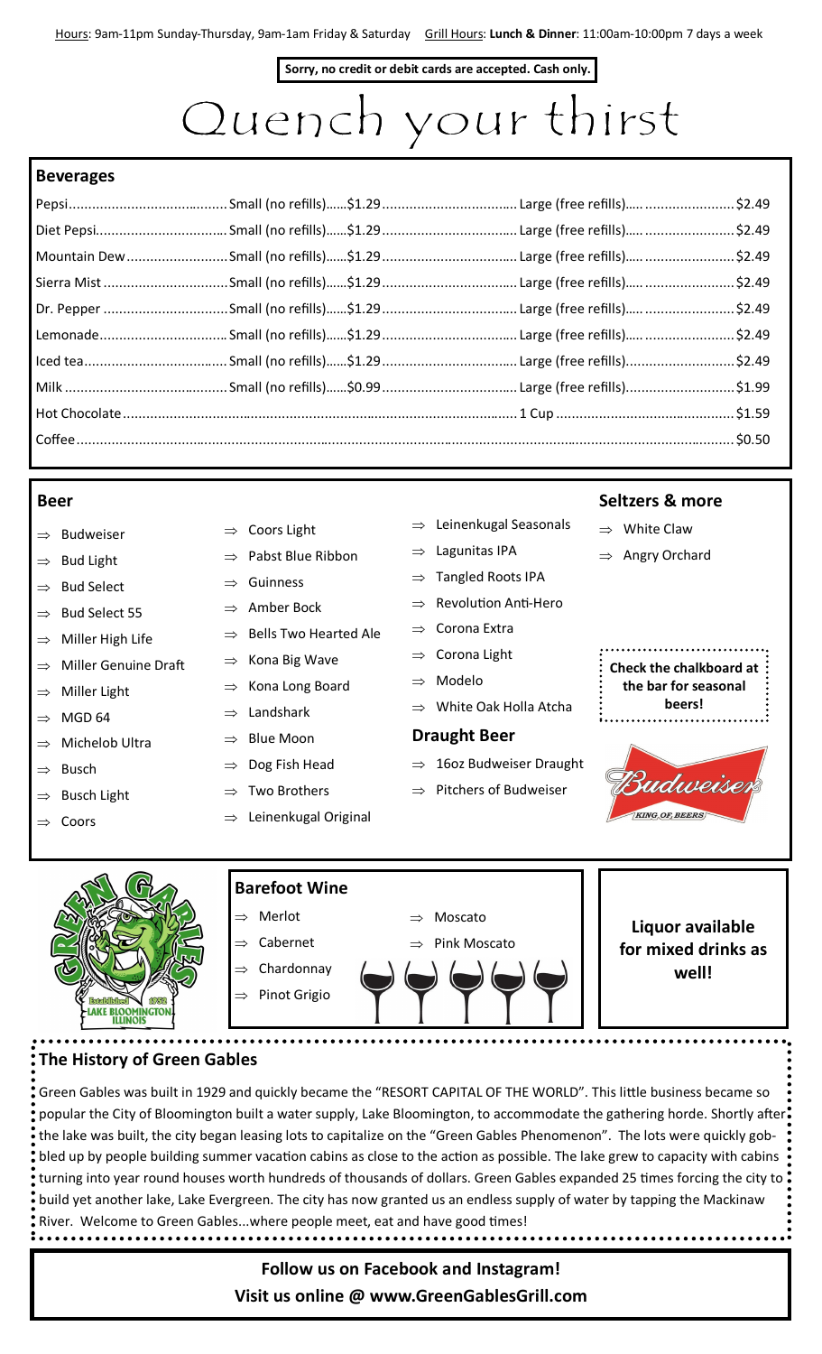Hours: 9am-11pm Sunday-Thursday, 9am-1am Friday & Saturday Grill Hours: **Lunch & Dinner**: 11:00am-10:00pm 7 days a week

**Sorry, no credit or debit cards are accepted. Cash only.**

# Quench your thirst

## Beverages

| | | | | |
|---|---|---|---|---|
| Pepsi | Small (no refills) | $1.29 | Large (free refills) | $2.49 |
| Diet Pepsi | Small (no refills) | $1.29 | Large (free refills) | $2.49 |
| Mountain Dew | Small (no refills) | $1.29 | Large (free refills) | $2.49 |
| Sierra Mist | Small (no refills) | $1.29 | Large (free refills) | $2.49 |
| Dr. Pepper | Small (no refills) | $1.29 | Large (free refills) | $2.49 |
| Lemonade | Small (no refills) | $1.29 | Large (free refills) | $2.49 |
| Iced tea | Small (no refills) | $1.29 | Large (free refills) | $2.49 |
| Milk | Small (no refills) | $0.99 | Large (free refills) | $1.99 |
| Hot Chocolate | | | 1 Cup | $1.59 |
| Coffee | | | | $0.50 |

## Beer

- Budweiser
- Bud Light
- Bud Select
- Bud Select 55
- Miller High Life
- Miller Genuine Draft
- Miller Light
- MGD 64
- Michelob Ultra
- Busch
- Busch Light
- Coors
- Coors Light
- Pabst Blue Ribbon
- Guinness
- Amber Bock
- Bells Two Hearted Ale
- Kona Big Wave
- Kona Long Board
- Landshark
- Blue Moon
- Dog Fish Head
- Two Brothers
- Leinenkugal Original
- Leinenkugal Seasonals
- Lagunitas IPA
- Tangled Roots IPA
- Revolution Anti-Hero
- Corona Extra
- Corona Light
- Modelo
- White Oak Holla Atcha

### Draught Beer

- 16oz Budweiser Draught
- Pitchers of Budweiser

## Seltzers & more

- White Claw
- Angry Orchard

**Check the chalkboard at the bar for seasonal beers!**

## Barefoot Wine

- Merlot
- Cabernet
- Chardonnay
- Pinot Grigio
- Moscato
- Pink Moscato

**Liquor available for mixed drinks as well!**

## The History of Green Gables

Green Gables was built in 1929 and quickly became the "RESORT CAPITAL OF THE WORLD". This little business became so popular the City of Bloomington built a water supply, Lake Bloomington, to accommodate the gathering horde. Shortly after the lake was built, the city began leasing lots to capitalize on the "Green Gables Phenomenon". The lots were quickly gobbled up by people building summer vacation cabins as close to the action as possible. The lake grew to capacity with cabins turning into year round houses worth hundreds of thousands of dollars. Green Gables expanded 25 times forcing the city to build yet another lake, Lake Evergreen. The city has now granted us an endless supply of water by tapping the Mackinaw River. Welcome to Green Gables...where people meet, eat and have good times!

**Follow us on Facebook and Instagram!**
**Visit us online @ www.GreenGablesGrill.com**